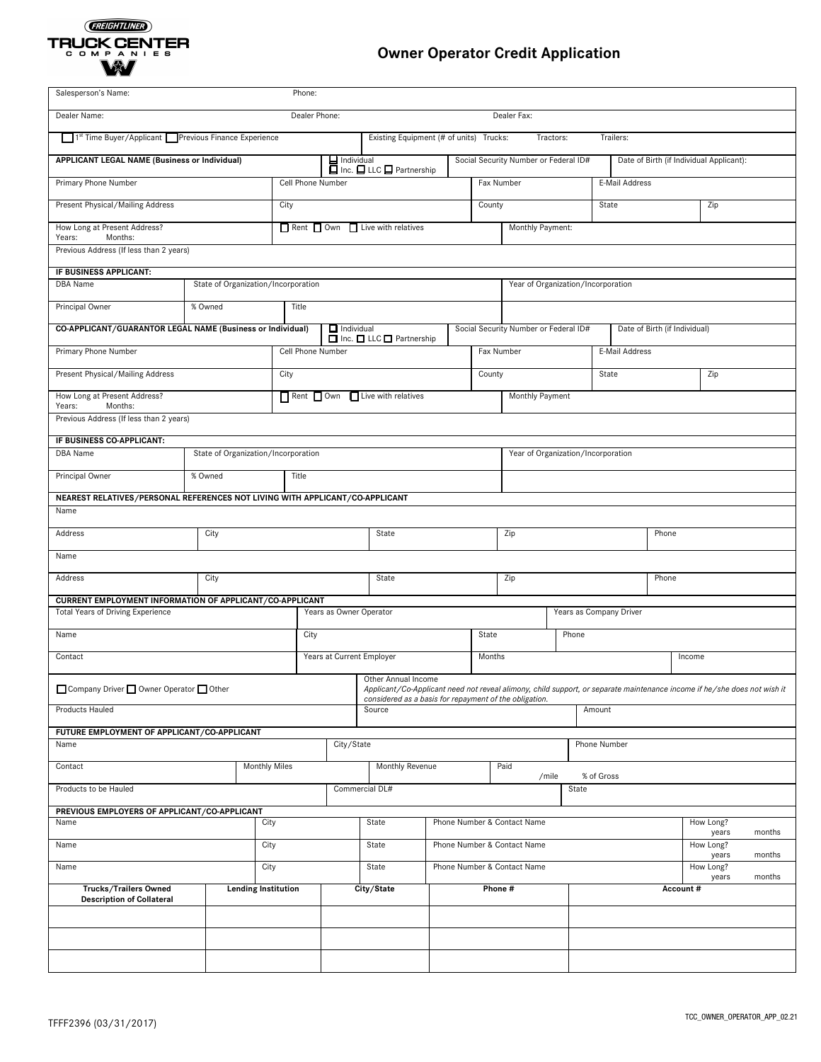FREIGHTLINER TRUCK CENTER COMPANIES

# Owner Operator Credit Application

| | | |
|---|---|---|
| Salesperson's Name: | Phone: | |
| Dealer Name: | Dealer Phone: | Dealer Fax: |
| ☐ 1st Time Buyer/Applicant ☐ Previous Finance Experience | Existing Equipment (# of units) Trucks: Tractors: Trailers: | |

| **APPLICANT LEGAL NAME (Business or Individual)** | ☐ Individual ☐ Inc. ☐ LLC ☐ Partnership | Social Security Number or Federal ID# | Date of Birth (if Individual Applicant): | |
|---|---|---|---|---|
| Primary Phone Number | Cell Phone Number | Fax Number | E-Mail Address | |
| Present Physical/Mailing Address | City | County | State | Zip |
| How Long at Present Address? Years: Months: | ☐ Rent ☐ Own ☐ Live with relatives | Monthly Payment: | | |
| Previous Address (If less than 2 years) | | | | |

**IF BUSINESS APPLICANT:**

| | | | |
|---|---|---|---|
| DBA Name | State of Organization/Incorporation | | Year of Organization/Incorporation |
| Principal Owner | % Owned | Title | |

| **CO-APPLICANT/GUARANTOR LEGAL NAME (Business or Individual)** | ☐ Individual ☐ Inc. ☐ LLC ☐ Partnership | Social Security Number or Federal ID# | Date of Birth (if Individual) | |
|---|---|---|---|---|
| Primary Phone Number | Cell Phone Number | Fax Number | E-Mail Address | |
| Present Physical/Mailing Address | City | County | State | Zip |
| How Long at Present Address? Years: Months: | ☐ Rent ☐ Own ☐ Live with relatives | Monthly Payment | | |
| Previous Address (If less than 2 years) | | | | |

**IF BUSINESS CO-APPLICANT:**

| | | | |
|---|---|---|---|
| DBA Name | State of Organization/Incorporation | | Year of Organization/Incorporation |
| Principal Owner | % Owned | Title | |

**NEAREST RELATIVES/PERSONAL REFERENCES NOT LIVING WITH APPLICANT/CO-APPLICANT**

| | | | | |
|---|---|---|---|---|
| Name | | | | |
| Address | City | State | Zip | Phone |
| Name | | | | |
| Address | City | State | Zip | Phone |

**CURRENT EMPLOYMENT INFORMATION OF APPLICANT/CO-APPLICANT**

| | | | | |
|---|---|---|---|---|
| Total Years of Driving Experience | Years as Owner Operator | | Years as Company Driver | |
| Name | City | State | Phone | |
| Contact | Years at Current Employer | Months | | Income |
| ☐ Company Driver ☐ Owner Operator ☐ Other | Other Annual Income *Applicant/Co-Applicant need not reveal alimony, child support, or separate maintenance income if he/she does not wish it considered as a basis for repayment of the obligation.* | | | |
| Products Hauled | Source | | Amount | |

**FUTURE EMPLOYMENT OF APPLICANT/CO-APPLICANT**

| | | | | |
|---|---|---|---|---|
| Name | | City/State | | Phone Number |
| Contact | Monthly Miles | Monthly Revenue | Paid /mile % of Gross | |
| Products to be Hauled | | Commercial DL# | | State |

**PREVIOUS EMPLOYERS OF APPLICANT/CO-APPLICANT**

| | | | | |
|---|---|---|---|---|
| Name | City | State | Phone Number & Contact Name | How Long? years months |
| Name | City | State | Phone Number & Contact Name | How Long? years months |
| Name | City | State | Phone Number & Contact Name | How Long? years months |

| **Trucks/Trailers Owned Description of Collateral** | **Lending Institution** | **City/State** | **Phone #** | **Account #** |
|---|---|---|---|---|
| | | | | |
| | | | | |
| | | | | |

TFFF2396 (03/31/2017)

TCC_OWNER_OPERATOR_APP_02.21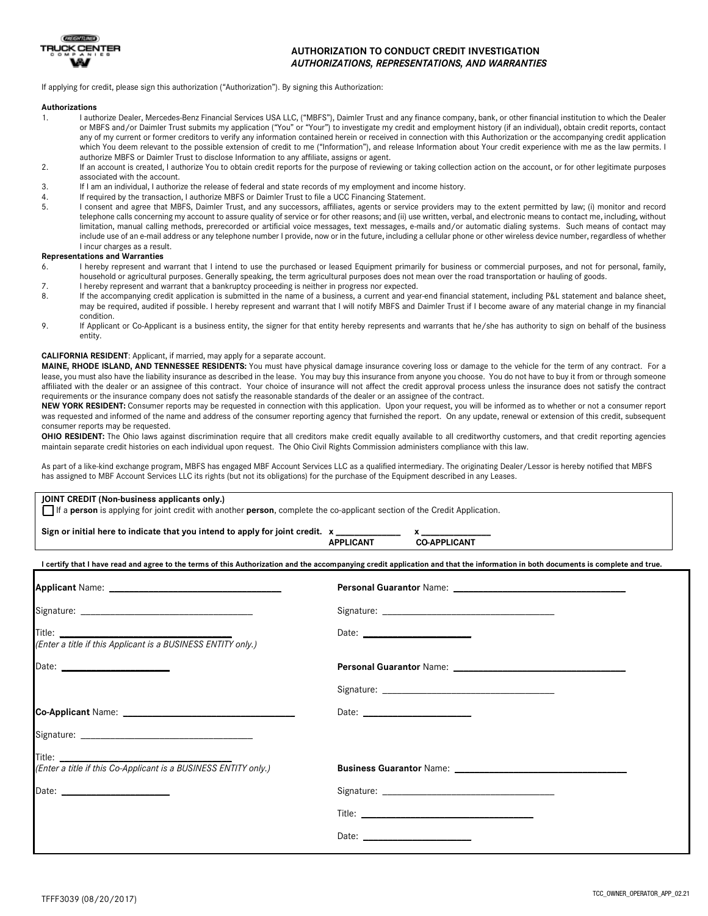# AUTHORIZATION TO CONDUCT CREDIT INVESTIGATION

## *AUTHORIZATIONS, REPRESENTATIONS, AND WARRANTIES*

If applying for credit, please sign this authorization ("Authorization"). By signing this Authorization:

**Authorizations**

1. I authorize Dealer, Mercedes-Benz Financial Services USA LLC, ("MBFS"), Daimler Trust and any finance company, bank, or other financial institution to which the Dealer or MBFS and/or Daimler Trust submits my application ("You" or "Your") to investigate my credit and employment history (if an individual), obtain credit reports, contact any of my current or former creditors to verify any information contained herein or received in connection with this Authorization or the accompanying credit application which You deem relevant to the possible extension of credit to me ("Information"), and release Information about Your credit experience with me as the law permits. I authorize MBFS or Daimler Trust to disclose Information to any affiliate, assigns or agent.
2. If an account is created, I authorize You to obtain credit reports for the purpose of reviewing or taking collection action on the account, or for other legitimate purposes associated with the account.
3. If I am an individual, I authorize the release of federal and state records of my employment and income history.
4. If required by the transaction, I authorize MBFS or Daimler Trust to file a UCC Financing Statement.
5. I consent and agree that MBFS, Daimler Trust, and any successors, affiliates, agents or service providers may to the extent permitted by law; (i) monitor and record telephone calls concerning my account to assure quality of service or for other reasons; and (ii) use written, verbal, and electronic means to contact me, including, without limitation, manual calling methods, prerecorded or artificial voice messages, text messages, e-mails and/or automatic dialing systems. Such means of contact may include use of an e-mail address or any telephone number I provide, now or in the future, including a cellular phone or other wireless device number, regardless of whether I incur charges as a result.

**Representations and Warranties**

6. I hereby represent and warrant that I intend to use the purchased or leased Equipment primarily for business or commercial purposes, and not for personal, family, household or agricultural purposes. Generally speaking, the term agricultural purposes does not mean over the road transportation or hauling of goods.
7. I hereby represent and warrant that a bankruptcy proceeding is neither in progress nor expected.
8. If the accompanying credit application is submitted in the name of a business, a current and year-end financial statement, including P&L statement and balance sheet, may be required, audited if possible. I hereby represent and warrant that I will notify MBFS and Daimler Trust if I become aware of any material change in my financial condition.
9. If Applicant or Co-Applicant is a business entity, the signer for that entity hereby represents and warrants that he/she has authority to sign on behalf of the business entity.

**CALIFORNIA RESIDENT**: Applicant, if married, may apply for a separate account.

**MAINE, RHODE ISLAND, AND TENNESSEE RESIDENTS:** You must have physical damage insurance covering loss or damage to the vehicle for the term of any contract. For a lease, you must also have the liability insurance as described in the lease. You may buy this insurance from anyone you choose. You do not have to buy it from or through someone affiliated with the dealer or an assignee of this contract. Your choice of insurance will not affect the credit approval process unless the insurance does not satisfy the contract requirements or the insurance company does not satisfy the reasonable standards of the dealer or an assignee of the contract.

**NEW YORK RESIDENT:** Consumer reports may be requested in connection with this application. Upon your request, you will be informed as to whether or not a consumer report was requested and informed of the name and address of the consumer reporting agency that furnished the report. On any update, renewal or extension of this credit, subsequent consumer reports may be requested.

**OHIO RESIDENT:** The Ohio laws against discrimination require that all creditors make credit equally available to all creditworthy customers, and that credit reporting agencies maintain separate credit histories on each individual upon request. The Ohio Civil Rights Commission administers compliance with this law.

As part of a like-kind exchange program, MBFS has engaged MBF Account Services LLC as a qualified intermediary. The originating Dealer/Lessor is hereby notified that MBFS has assigned to MBF Account Services LLC its rights (but not its obligations) for the purchase of the Equipment described in any Leases.

**JOINT CREDIT (Non-business applicants only.)**

☐ If a **person** is applying for joint credit with another **person**, complete the co-applicant section of the Credit Application.

**Sign or initial here to indicate that you intend to apply for joint credit.** x ______________ x ______________
**APPLICANT** **CO-APPLICANT**

**I certify that I have read and agree to the terms of this Authorization and the accompanying credit application and that the information in both documents is complete and true.**

**Applicant** Name: ______________________

Signature: ______________________

Title: ______________________
*(Enter a title if this Applicant is a BUSINESS ENTITY only.)*

Date: ______________________

**Co-Applicant** Name: ______________________

Signature: ______________________

Title: ______________________
*(Enter a title if this Co-Applicant is a BUSINESS ENTITY only.)*

Date: ______________________

**Personal Guarantor** Name: ______________________

Signature: ______________________

Date: ______________________

**Personal Guarantor** Name: ______________________

Signature: ______________________

Date: ______________________

**Business Guarantor** Name: ______________________

Signature: ______________________

Title: ______________________

Date: ______________________

TFFF3039 (08/20/2017)

TCC_OWNER_OPERATOR_APP_02.21